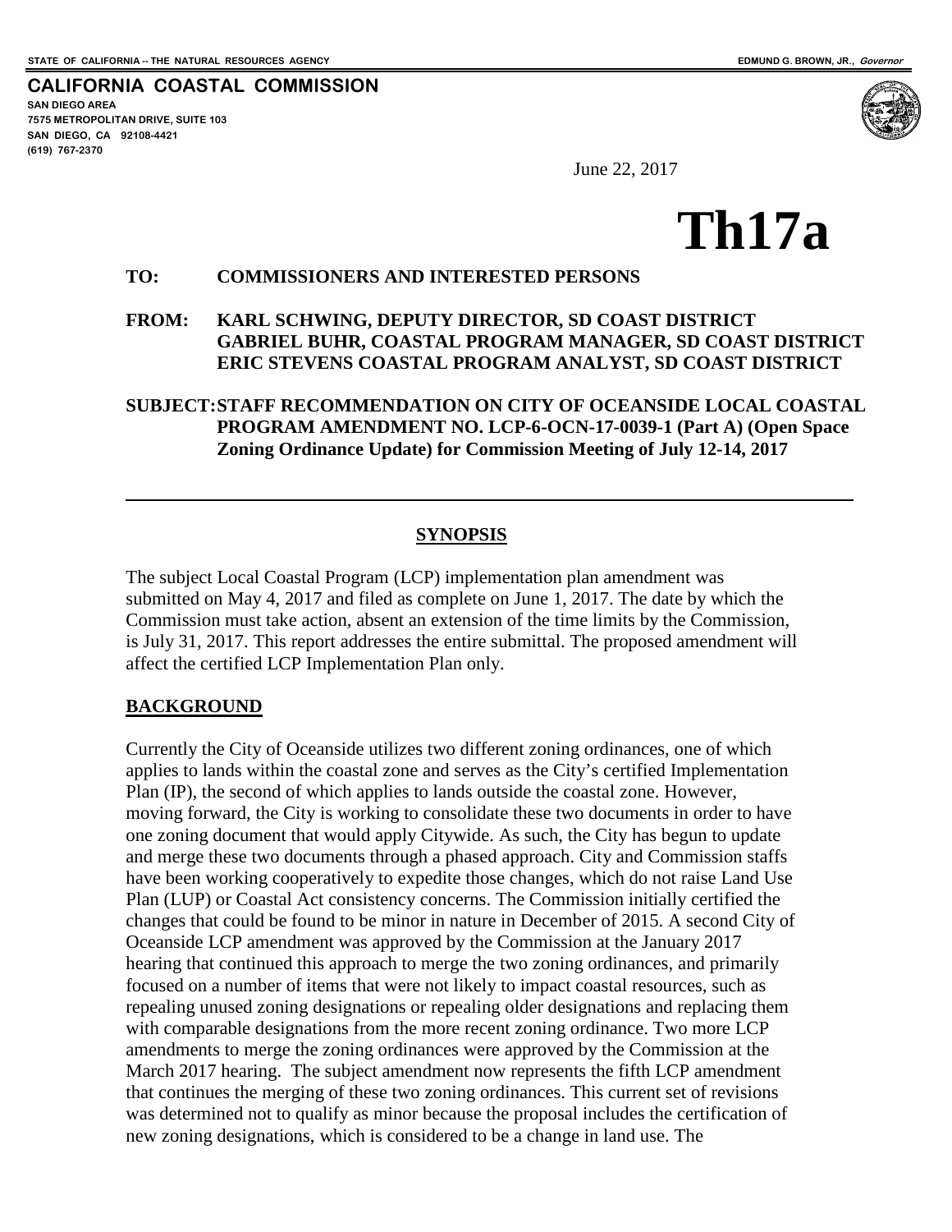STATE OF CALIFORNIA -- THE NATURAL RESOURCES AGENCY EDMUND G. BROWN, JR., *Governor*

**CALIFORNIA COASTAL COMMISSION**
SAN DIEGO AREA
7575 METROPOLITAN DRIVE, SUITE 103
SAN DIEGO, CA 92108-4421
(619) 767-2370

June 22, 2017

# Th17a

**TO:** **COMMISSIONERS AND INTERESTED PERSONS**

**FROM:** **KARL SCHWING, DEPUTY DIRECTOR, SD COAST DISTRICT**
**GABRIEL BUHR, COASTAL PROGRAM MANAGER, SD COAST DISTRICT**
**ERIC STEVENS COASTAL PROGRAM ANALYST, SD COAST DISTRICT**

**SUBJECT: STAFF RECOMMENDATION ON CITY OF OCEANSIDE LOCAL COASTAL PROGRAM AMENDMENT NO. LCP-6-OCN-17-0039-1 (Part A) (Open Space Zoning Ordinance Update) for Commission Meeting of July 12-14, 2017**

---

## SYNOPSIS

The subject Local Coastal Program (LCP) implementation plan amendment was submitted on May 4, 2017 and filed as complete on June 1, 2017. The date by which the Commission must take action, absent an extension of the time limits by the Commission, is July 31, 2017. This report addresses the entire submittal. The proposed amendment will affect the certified LCP Implementation Plan only.

## BACKGROUND

Currently the City of Oceanside utilizes two different zoning ordinances, one of which applies to lands within the coastal zone and serves as the City's certified Implementation Plan (IP), the second of which applies to lands outside the coastal zone. However, moving forward, the City is working to consolidate these two documents in order to have one zoning document that would apply Citywide. As such, the City has begun to update and merge these two documents through a phased approach. City and Commission staffs have been working cooperatively to expedite those changes, which do not raise Land Use Plan (LUP) or Coastal Act consistency concerns. The Commission initially certified the changes that could be found to be minor in nature in December of 2015. A second City of Oceanside LCP amendment was approved by the Commission at the January 2017 hearing that continued this approach to merge the two zoning ordinances, and primarily focused on a number of items that were not likely to impact coastal resources, such as repealing unused zoning designations or repealing older designations and replacing them with comparable designations from the more recent zoning ordinance. Two more LCP amendments to merge the zoning ordinances were approved by the Commission at the March 2017 hearing. The subject amendment now represents the fifth LCP amendment that continues the merging of these two zoning ordinances. This current set of revisions was determined not to qualify as minor because the proposal includes the certification of new zoning designations, which is considered to be a change in land use. The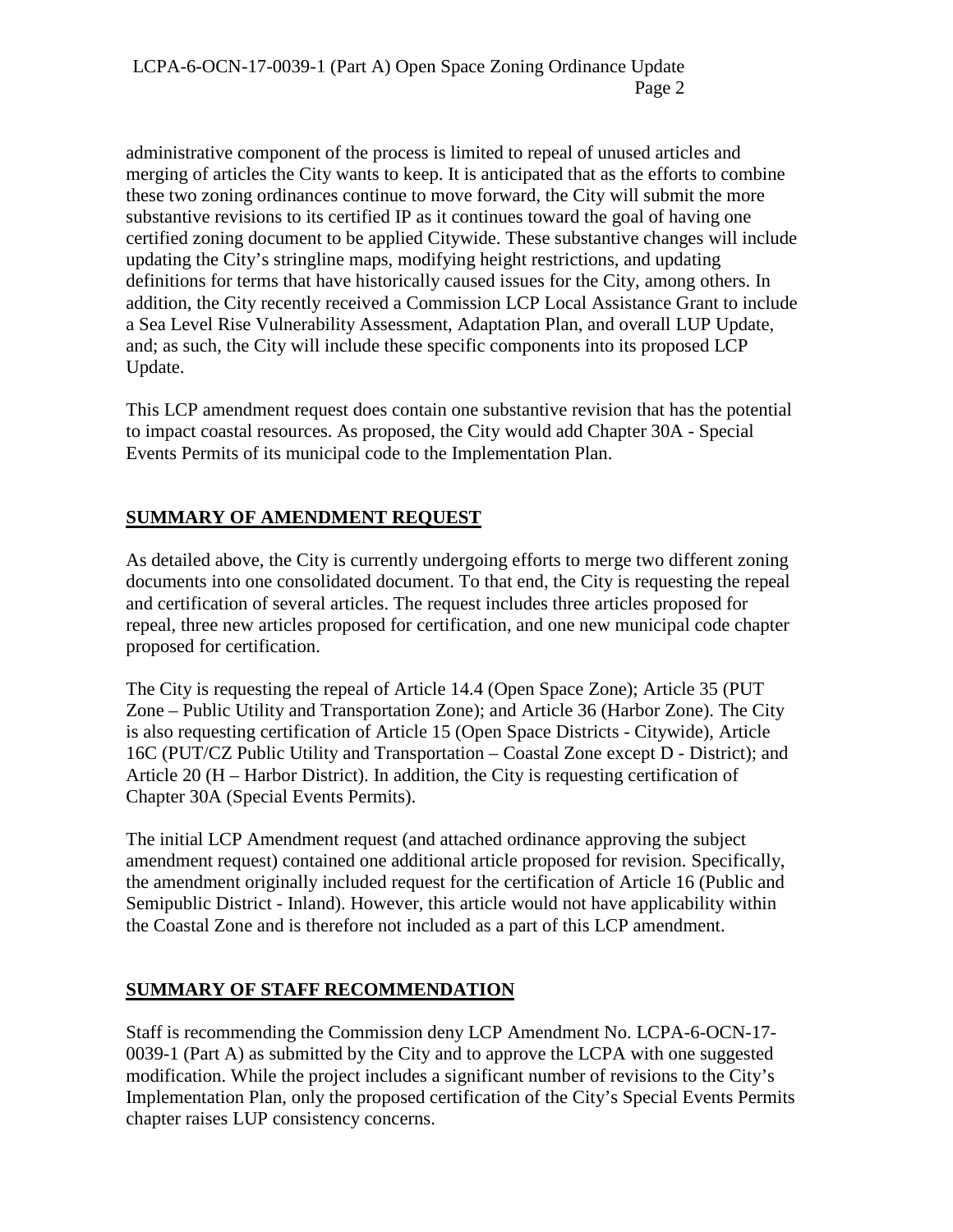administrative component of the process is limited to repeal of unused articles and merging of articles the City wants to keep. It is anticipated that as the efforts to combine these two zoning ordinances continue to move forward, the City will submit the more substantive revisions to its certified IP as it continues toward the goal of having one certified zoning document to be applied Citywide. These substantive changes will include updating the City's stringline maps, modifying height restrictions, and updating definitions for terms that have historically caused issues for the City, among others. In addition, the City recently received a Commission LCP Local Assistance Grant to include a Sea Level Rise Vulnerability Assessment, Adaptation Plan, and overall LUP Update, and; as such, the City will include these specific components into its proposed LCP Update.

This LCP amendment request does contain one substantive revision that has the potential to impact coastal resources. As proposed, the City would add Chapter 30A - Special Events Permits of its municipal code to the Implementation Plan.

## SUMMARY OF AMENDMENT REQUEST

As detailed above, the City is currently undergoing efforts to merge two different zoning documents into one consolidated document. To that end, the City is requesting the repeal and certification of several articles. The request includes three articles proposed for repeal, three new articles proposed for certification, and one new municipal code chapter proposed for certification.

The City is requesting the repeal of Article 14.4 (Open Space Zone); Article 35 (PUT Zone – Public Utility and Transportation Zone); and Article 36 (Harbor Zone). The City is also requesting certification of Article 15 (Open Space Districts - Citywide), Article 16C (PUT/CZ Public Utility and Transportation – Coastal Zone except D - District); and Article 20 (H – Harbor District). In addition, the City is requesting certification of Chapter 30A (Special Events Permits).

The initial LCP Amendment request (and attached ordinance approving the subject amendment request) contained one additional article proposed for revision. Specifically, the amendment originally included request for the certification of Article 16 (Public and Semipublic District - Inland). However, this article would not have applicability within the Coastal Zone and is therefore not included as a part of this LCP amendment.

## SUMMARY OF STAFF RECOMMENDATION

Staff is recommending the Commission deny LCP Amendment No. LCPA-6-OCN-17-0039-1 (Part A) as submitted by the City and to approve the LCPA with one suggested modification. While the project includes a significant number of revisions to the City's Implementation Plan, only the proposed certification of the City's Special Events Permits chapter raises LUP consistency concerns.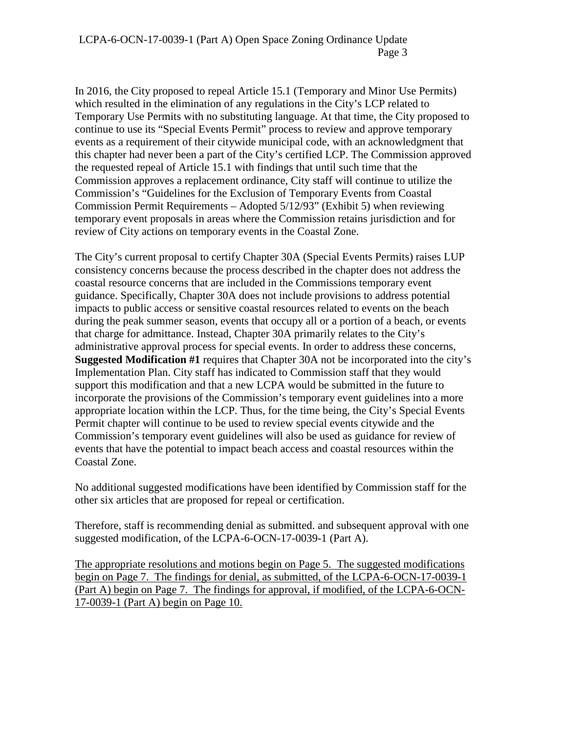In 2016, the City proposed to repeal Article 15.1 (Temporary and Minor Use Permits) which resulted in the elimination of any regulations in the City's LCP related to Temporary Use Permits with no substituting language. At that time, the City proposed to continue to use its "Special Events Permit" process to review and approve temporary events as a requirement of their citywide municipal code, with an acknowledgment that this chapter had never been a part of the City's certified LCP. The Commission approved the requested repeal of Article 15.1 with findings that until such time that the Commission approves a replacement ordinance, City staff will continue to utilize the Commission's "Guidelines for the Exclusion of Temporary Events from Coastal Commission Permit Requirements – Adopted 5/12/93" (Exhibit 5) when reviewing temporary event proposals in areas where the Commission retains jurisdiction and for review of City actions on temporary events in the Coastal Zone.

The City's current proposal to certify Chapter 30A (Special Events Permits) raises LUP consistency concerns because the process described in the chapter does not address the coastal resource concerns that are included in the Commissions temporary event guidance. Specifically, Chapter 30A does not include provisions to address potential impacts to public access or sensitive coastal resources related to events on the beach during the peak summer season, events that occupy all or a portion of a beach, or events that charge for admittance. Instead, Chapter 30A primarily relates to the City's administrative approval process for special events. In order to address these concerns, **Suggested Modification #1** requires that Chapter 30A not be incorporated into the city's Implementation Plan. City staff has indicated to Commission staff that they would support this modification and that a new LCPA would be submitted in the future to incorporate the provisions of the Commission's temporary event guidelines into a more appropriate location within the LCP. Thus, for the time being, the City's Special Events Permit chapter will continue to be used to review special events citywide and the Commission's temporary event guidelines will also be used as guidance for review of events that have the potential to impact beach access and coastal resources within the Coastal Zone.

No additional suggested modifications have been identified by Commission staff for the other six articles that are proposed for repeal or certification.

Therefore, staff is recommending denial as submitted. and subsequent approval with one suggested modification, of the LCPA-6-OCN-17-0039-1 (Part A).

<u>The appropriate resolutions and motions begin on Page 5. The suggested modifications begin on Page 7. The findings for denial, as submitted, of the LCPA-6-OCN-17-0039-1 (Part A) begin on Page 7. The findings for approval, if modified, of the LCPA-6-OCN-17-0039-1 (Part A) begin on Page 10.</u>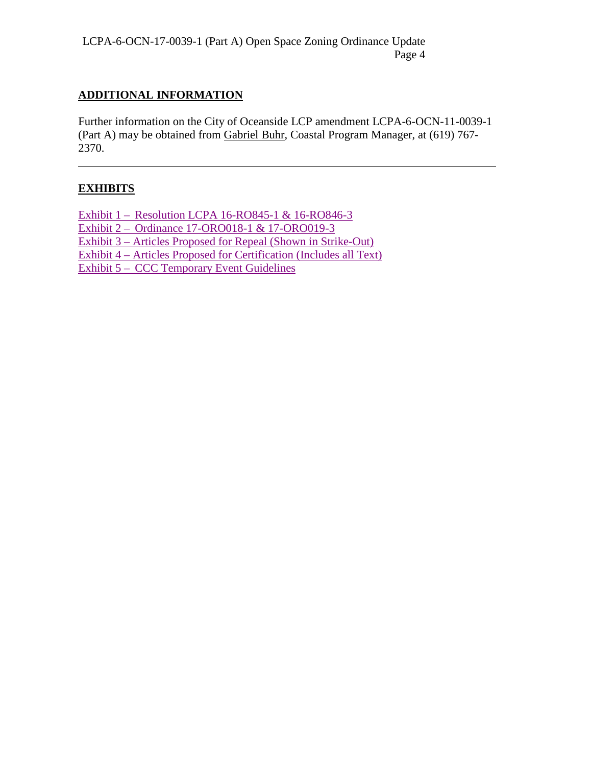## ADDITIONAL INFORMATION

Further information on the City of Oceanside LCP amendment LCPA-6-OCN-11-0039-1 (Part A) may be obtained from Gabriel Buhr, Coastal Program Manager, at (619) 767-2370.

---

## EXHIBITS

Exhibit 1 – Resolution LCPA 16-RO845-1 & 16-RO846-3
Exhibit 2 – Ordinance 17-ORO018-1 & 17-ORO019-3
Exhibit 3 – Articles Proposed for Repeal (Shown in Strike-Out)
Exhibit 4 – Articles Proposed for Certification (Includes all Text)
Exhibit 5 – CCC Temporary Event Guidelines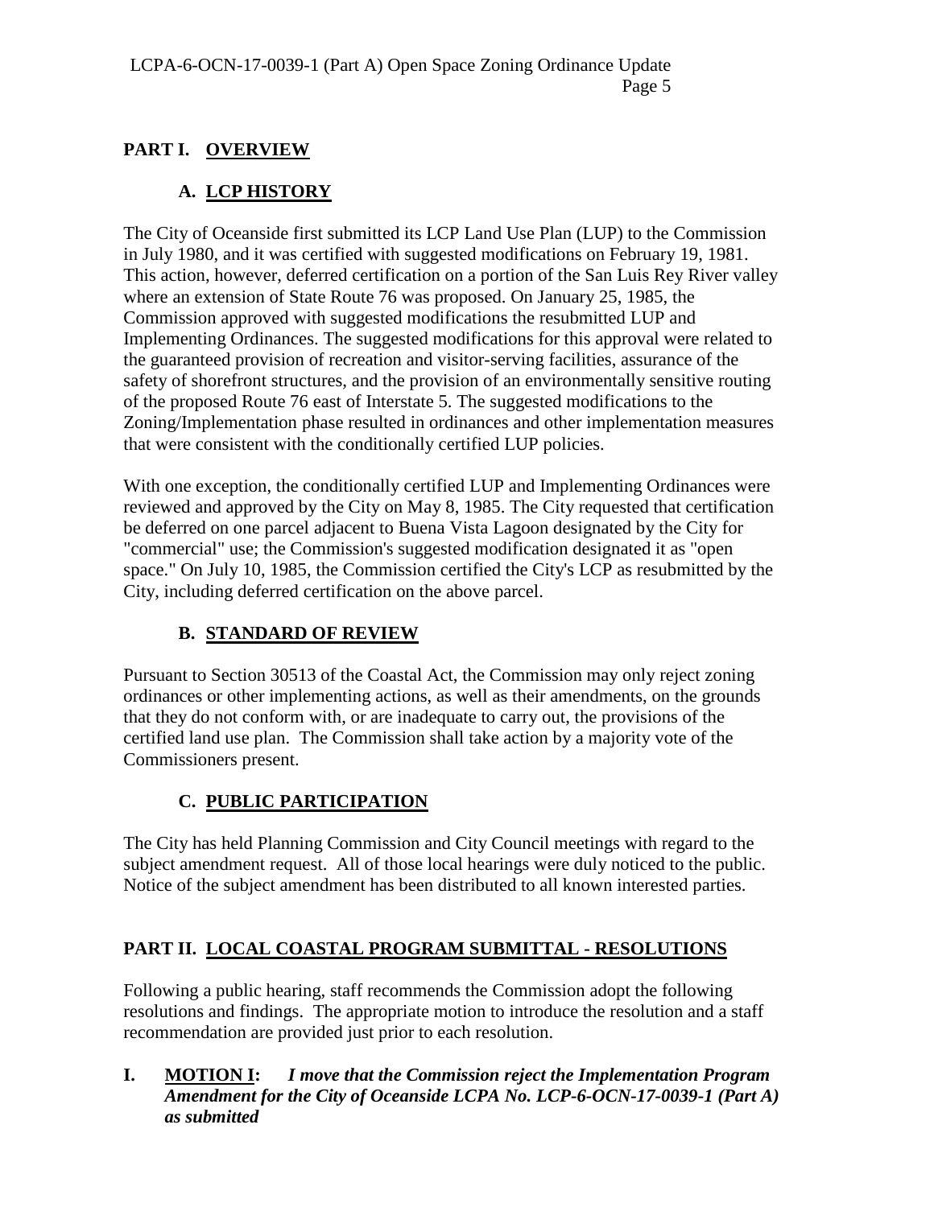## PART I. OVERVIEW

### A. LCP HISTORY

The City of Oceanside first submitted its LCP Land Use Plan (LUP) to the Commission in July 1980, and it was certified with suggested modifications on February 19, 1981. This action, however, deferred certification on a portion of the San Luis Rey River valley where an extension of State Route 76 was proposed. On January 25, 1985, the Commission approved with suggested modifications the resubmitted LUP and Implementing Ordinances. The suggested modifications for this approval were related to the guaranteed provision of recreation and visitor-serving facilities, assurance of the safety of shorefront structures, and the provision of an environmentally sensitive routing of the proposed Route 76 east of Interstate 5. The suggested modifications to the Zoning/Implementation phase resulted in ordinances and other implementation measures that were consistent with the conditionally certified LUP policies.

With one exception, the conditionally certified LUP and Implementing Ordinances were reviewed and approved by the City on May 8, 1985. The City requested that certification be deferred on one parcel adjacent to Buena Vista Lagoon designated by the City for "commercial" use; the Commission's suggested modification designated it as "open space." On July 10, 1985, the Commission certified the City's LCP as resubmitted by the City, including deferred certification on the above parcel.

### B. STANDARD OF REVIEW

Pursuant to Section 30513 of the Coastal Act, the Commission may only reject zoning ordinances or other implementing actions, as well as their amendments, on the grounds that they do not conform with, or are inadequate to carry out, the provisions of the certified land use plan. The Commission shall take action by a majority vote of the Commissioners present.

### C. PUBLIC PARTICIPATION

The City has held Planning Commission and City Council meetings with regard to the subject amendment request. All of those local hearings were duly noticed to the public. Notice of the subject amendment has been distributed to all known interested parties.

## PART II. LOCAL COASTAL PROGRAM SUBMITTAL - RESOLUTIONS

Following a public hearing, staff recommends the Commission adopt the following resolutions and findings. The appropriate motion to introduce the resolution and a staff recommendation are provided just prior to each resolution.

**I. MOTION I:** ***I move that the Commission reject the Implementation Program Amendment for the City of Oceanside LCPA No. LCP-6-OCN-17-0039-1 (Part A) as submitted***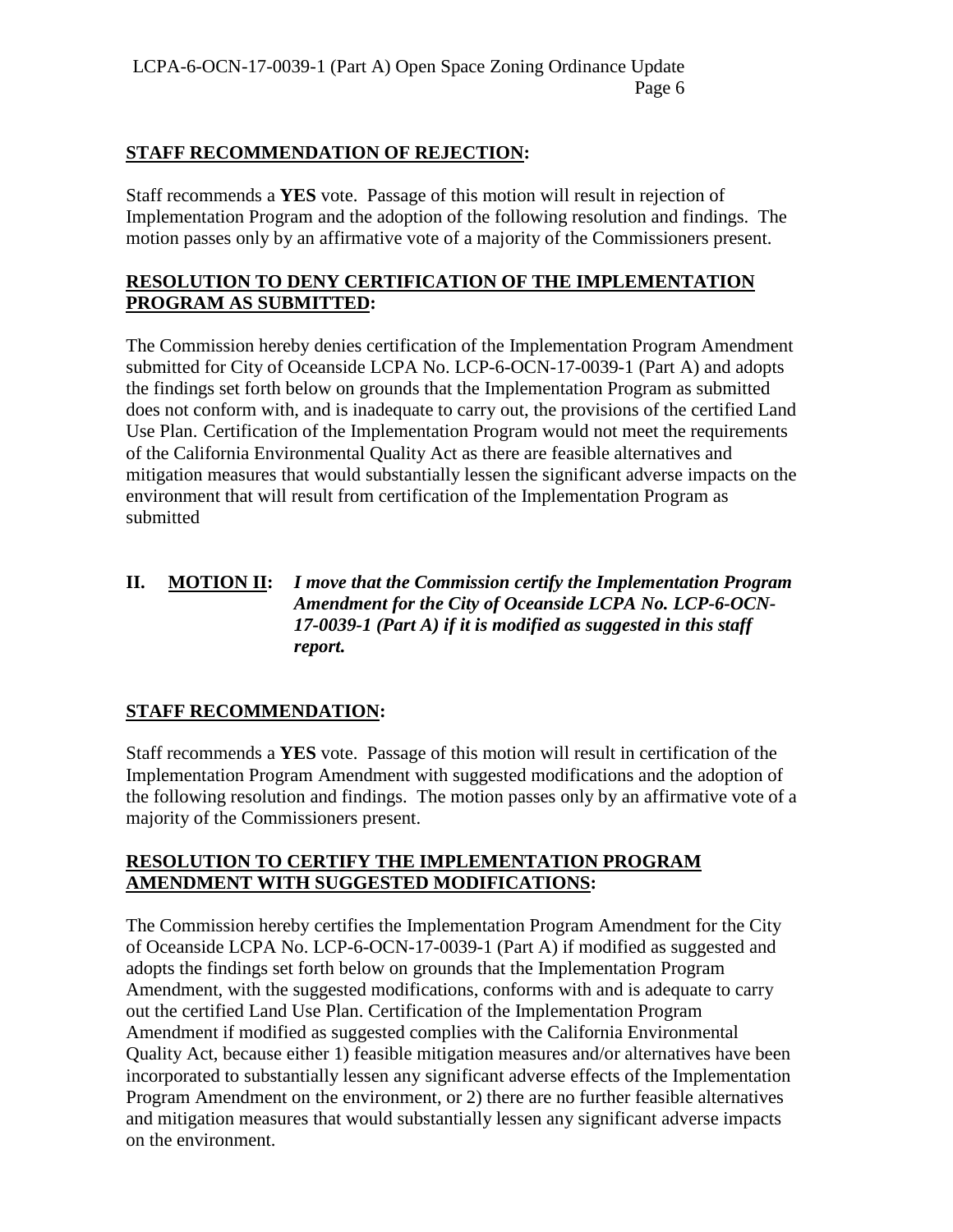**STAFF RECOMMENDATION OF REJECTION:**

Staff recommends a **YES** vote. Passage of this motion will result in rejection of Implementation Program and the adoption of the following resolution and findings. The motion passes only by an affirmative vote of a majority of the Commissioners present.

**RESOLUTION TO DENY CERTIFICATION OF THE IMPLEMENTATION PROGRAM AS SUBMITTED:**

The Commission hereby denies certification of the Implementation Program Amendment submitted for City of Oceanside LCPA No. LCP-6-OCN-17-0039-1 (Part A) and adopts the findings set forth below on grounds that the Implementation Program as submitted does not conform with, and is inadequate to carry out, the provisions of the certified Land Use Plan. Certification of the Implementation Program would not meet the requirements of the California Environmental Quality Act as there are feasible alternatives and mitigation measures that would substantially lessen the significant adverse impacts on the environment that will result from certification of the Implementation Program as submitted

**II. MOTION II:** ***I move that the Commission certify the Implementation Program Amendment for the City of Oceanside LCPA No. LCP-6-OCN-17-0039-1 (Part A) if it is modified as suggested in this staff report.***

**STAFF RECOMMENDATION:**

Staff recommends a **YES** vote. Passage of this motion will result in certification of the Implementation Program Amendment with suggested modifications and the adoption of the following resolution and findings. The motion passes only by an affirmative vote of a majority of the Commissioners present.

**RESOLUTION TO CERTIFY THE IMPLEMENTATION PROGRAM AMENDMENT WITH SUGGESTED MODIFICATIONS:**

The Commission hereby certifies the Implementation Program Amendment for the City of Oceanside LCPA No. LCP-6-OCN-17-0039-1 (Part A) if modified as suggested and adopts the findings set forth below on grounds that the Implementation Program Amendment, with the suggested modifications, conforms with and is adequate to carry out the certified Land Use Plan. Certification of the Implementation Program Amendment if modified as suggested complies with the California Environmental Quality Act, because either 1) feasible mitigation measures and/or alternatives have been incorporated to substantially lessen any significant adverse effects of the Implementation Program Amendment on the environment, or 2) there are no further feasible alternatives and mitigation measures that would substantially lessen any significant adverse impacts on the environment.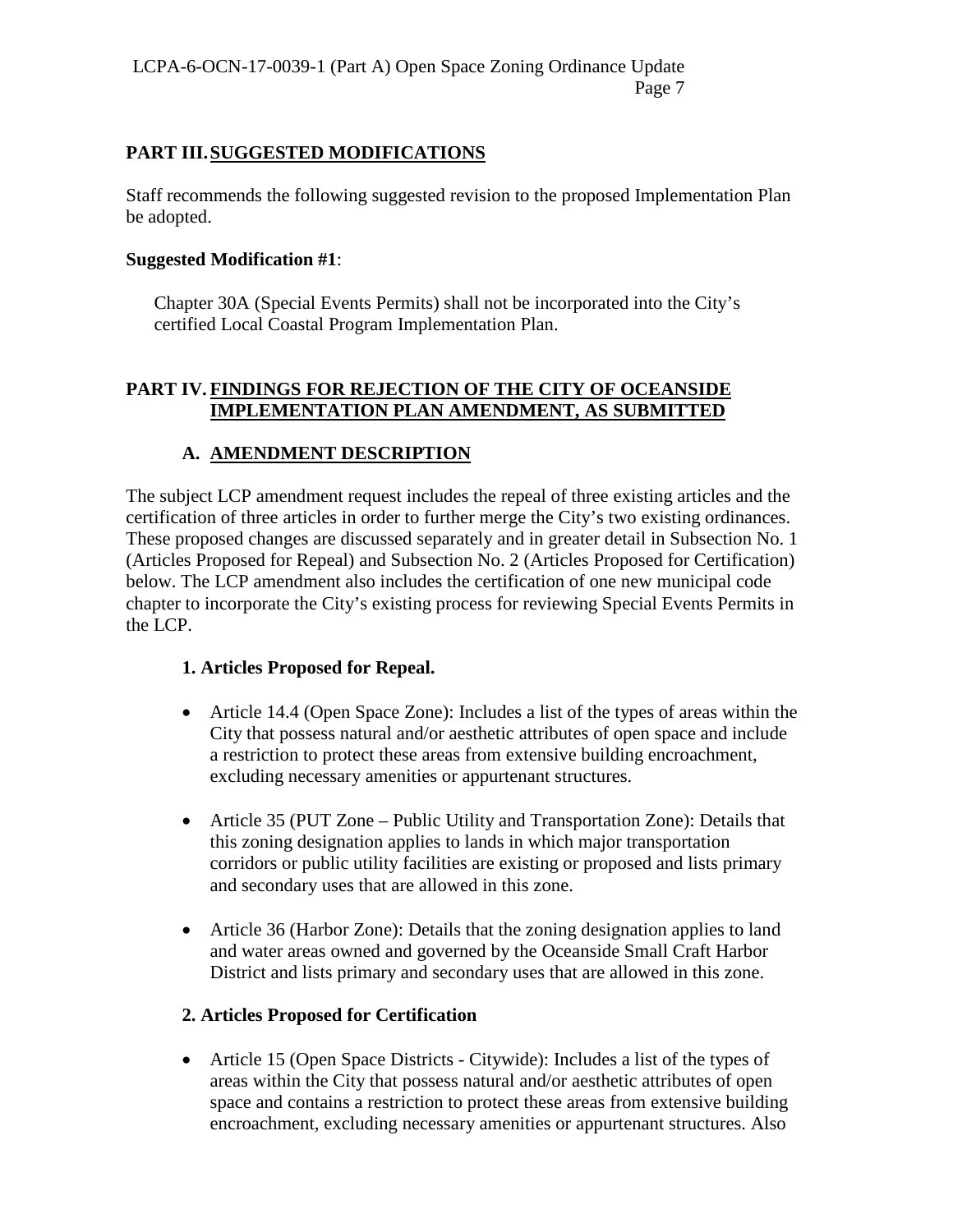## PART III. SUGGESTED MODIFICATIONS

Staff recommends the following suggested revision to the proposed Implementation Plan be adopted.

**Suggested Modification #1**:

> Chapter 30A (Special Events Permits) shall not be incorporated into the City's certified Local Coastal Program Implementation Plan.

## PART IV. FINDINGS FOR REJECTION OF THE CITY OF OCEANSIDE IMPLEMENTATION PLAN AMENDMENT, AS SUBMITTED

### A. AMENDMENT DESCRIPTION

The subject LCP amendment request includes the repeal of three existing articles and the certification of three articles in order to further merge the City's two existing ordinances. These proposed changes are discussed separately and in greater detail in Subsection No. 1 (Articles Proposed for Repeal) and Subsection No. 2 (Articles Proposed for Certification) below. The LCP amendment also includes the certification of one new municipal code chapter to incorporate the City's existing process for reviewing Special Events Permits in the LCP.

#### 1. Articles Proposed for Repeal.

- Article 14.4 (Open Space Zone): Includes a list of the types of areas within the City that possess natural and/or aesthetic attributes of open space and include a restriction to protect these areas from extensive building encroachment, excluding necessary amenities or appurtenant structures.
- Article 35 (PUT Zone – Public Utility and Transportation Zone): Details that this zoning designation applies to lands in which major transportation corridors or public utility facilities are existing or proposed and lists primary and secondary uses that are allowed in this zone.
- Article 36 (Harbor Zone): Details that the zoning designation applies to land and water areas owned and governed by the Oceanside Small Craft Harbor District and lists primary and secondary uses that are allowed in this zone.

#### 2. Articles Proposed for Certification

- Article 15 (Open Space Districts - Citywide): Includes a list of the types of areas within the City that possess natural and/or aesthetic attributes of open space and contains a restriction to protect these areas from extensive building encroachment, excluding necessary amenities or appurtenant structures. Also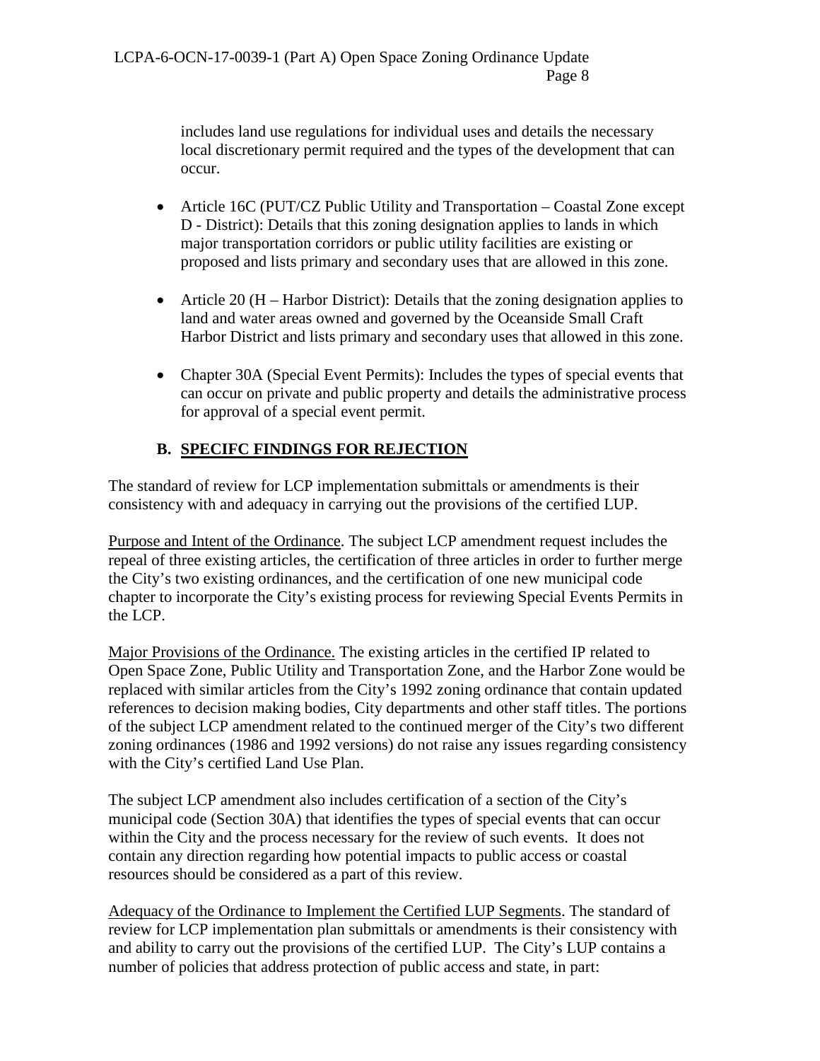includes land use regulations for individual uses and details the necessary local discretionary permit required and the types of the development that can occur.

- Article 16C (PUT/CZ Public Utility and Transportation – Coastal Zone except D - District): Details that this zoning designation applies to lands in which major transportation corridors or public utility facilities are existing or proposed and lists primary and secondary uses that are allowed in this zone.
- Article 20 (H – Harbor District): Details that the zoning designation applies to land and water areas owned and governed by the Oceanside Small Craft Harbor District and lists primary and secondary uses that allowed in this zone.
- Chapter 30A (Special Event Permits): Includes the types of special events that can occur on private and public property and details the administrative process for approval of a special event permit.

### B. SPECIFC FINDINGS FOR REJECTION

The standard of review for LCP implementation submittals or amendments is their consistency with and adequacy in carrying out the provisions of the certified LUP.

Purpose and Intent of the Ordinance. The subject LCP amendment request includes the repeal of three existing articles, the certification of three articles in order to further merge the City's two existing ordinances, and the certification of one new municipal code chapter to incorporate the City's existing process for reviewing Special Events Permits in the LCP.

Major Provisions of the Ordinance. The existing articles in the certified IP related to Open Space Zone, Public Utility and Transportation Zone, and the Harbor Zone would be replaced with similar articles from the City's 1992 zoning ordinance that contain updated references to decision making bodies, City departments and other staff titles. The portions of the subject LCP amendment related to the continued merger of the City's two different zoning ordinances (1986 and 1992 versions) do not raise any issues regarding consistency with the City's certified Land Use Plan.

The subject LCP amendment also includes certification of a section of the City's municipal code (Section 30A) that identifies the types of special events that can occur within the City and the process necessary for the review of such events. It does not contain any direction regarding how potential impacts to public access or coastal resources should be considered as a part of this review.

Adequacy of the Ordinance to Implement the Certified LUP Segments. The standard of review for LCP implementation plan submittals or amendments is their consistency with and ability to carry out the provisions of the certified LUP. The City's LUP contains a number of policies that address protection of public access and state, in part: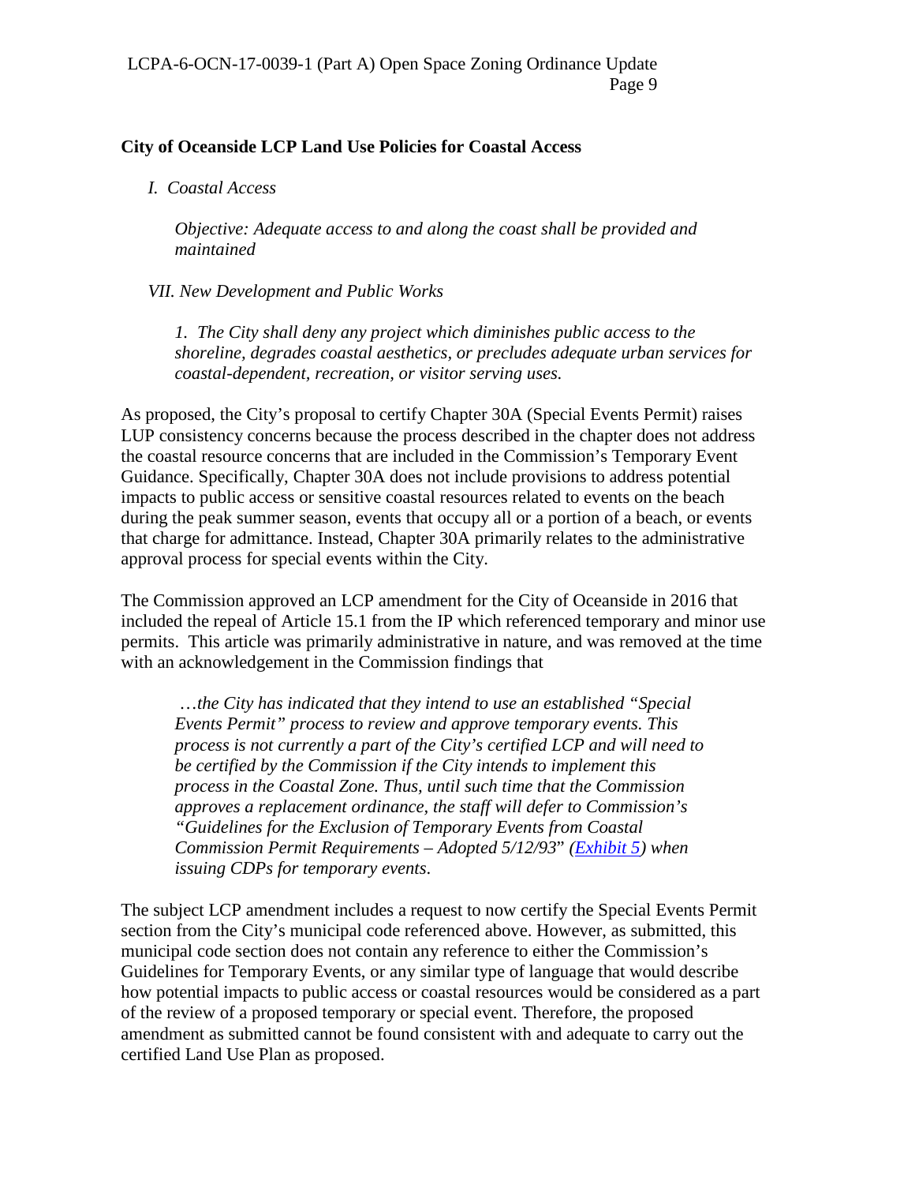**City of Oceanside LCP Land Use Policies for Coastal Access**

*I. Coastal Access*

*Objective: Adequate access to and along the coast shall be provided and maintained*

*VII. New Development and Public Works*

*1. The City shall deny any project which diminishes public access to the shoreline, degrades coastal aesthetics, or precludes adequate urban services for coastal-dependent, recreation, or visitor serving uses.*

As proposed, the City's proposal to certify Chapter 30A (Special Events Permit) raises LUP consistency concerns because the process described in the chapter does not address the coastal resource concerns that are included in the Commission's Temporary Event Guidance. Specifically, Chapter 30A does not include provisions to address potential impacts to public access or sensitive coastal resources related to events on the beach during the peak summer season, events that occupy all or a portion of a beach, or events that charge for admittance. Instead, Chapter 30A primarily relates to the administrative approval process for special events within the City.

The Commission approved an LCP amendment for the City of Oceanside in 2016 that included the repeal of Article 15.1 from the IP which referenced temporary and minor use permits. This article was primarily administrative in nature, and was removed at the time with an acknowledgement in the Commission findings that

> *…the City has indicated that they intend to use an established "Special Events Permit" process to review and approve temporary events. This process is not currently a part of the City's certified LCP and will need to be certified by the Commission if the City intends to implement this process in the Coastal Zone. Thus, until such time that the Commission approves a replacement ordinance, the staff will defer to Commission's "Guidelines for the Exclusion of Temporary Events from Coastal Commission Permit Requirements – Adopted 5/12/93" (Exhibit 5) when issuing CDPs for temporary events.*

The subject LCP amendment includes a request to now certify the Special Events Permit section from the City's municipal code referenced above. However, as submitted, this municipal code section does not contain any reference to either the Commission's Guidelines for Temporary Events, or any similar type of language that would describe how potential impacts to public access or coastal resources would be considered as a part of the review of a proposed temporary or special event. Therefore, the proposed amendment as submitted cannot be found consistent with and adequate to carry out the certified Land Use Plan as proposed.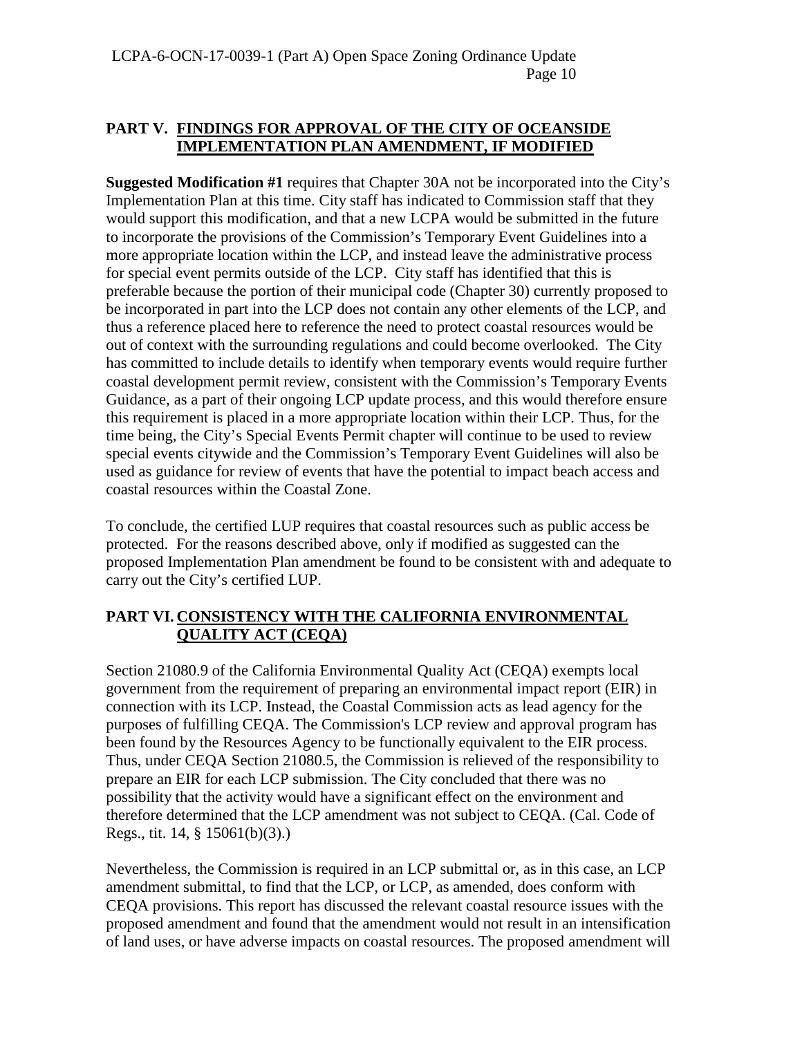## PART V. FINDINGS FOR APPROVAL OF THE CITY OF OCEANSIDE IMPLEMENTATION PLAN AMENDMENT, IF MODIFIED

**Suggested Modification #1** requires that Chapter 30A not be incorporated into the City's Implementation Plan at this time. City staff has indicated to Commission staff that they would support this modification, and that a new LCPA would be submitted in the future to incorporate the provisions of the Commission's Temporary Event Guidelines into a more appropriate location within the LCP, and instead leave the administrative process for special event permits outside of the LCP. City staff has identified that this is preferable because the portion of their municipal code (Chapter 30) currently proposed to be incorporated in part into the LCP does not contain any other elements of the LCP, and thus a reference placed here to reference the need to protect coastal resources would be out of context with the surrounding regulations and could become overlooked. The City has committed to include details to identify when temporary events would require further coastal development permit review, consistent with the Commission's Temporary Events Guidance, as a part of their ongoing LCP update process, and this would therefore ensure this requirement is placed in a more appropriate location within their LCP. Thus, for the time being, the City's Special Events Permit chapter will continue to be used to review special events citywide and the Commission's Temporary Event Guidelines will also be used as guidance for review of events that have the potential to impact beach access and coastal resources within the Coastal Zone.

To conclude, the certified LUP requires that coastal resources such as public access be protected. For the reasons described above, only if modified as suggested can the proposed Implementation Plan amendment be found to be consistent with and adequate to carry out the City's certified LUP.

## PART VI. CONSISTENCY WITH THE CALIFORNIA ENVIRONMENTAL QUALITY ACT (CEQA)

Section 21080.9 of the California Environmental Quality Act (CEQA) exempts local government from the requirement of preparing an environmental impact report (EIR) in connection with its LCP. Instead, the Coastal Commission acts as lead agency for the purposes of fulfilling CEQA. The Commission's LCP review and approval program has been found by the Resources Agency to be functionally equivalent to the EIR process. Thus, under CEQA Section 21080.5, the Commission is relieved of the responsibility to prepare an EIR for each LCP submission. The City concluded that there was no possibility that the activity would have a significant effect on the environment and therefore determined that the LCP amendment was not subject to CEQA. (Cal. Code of Regs., tit. 14, § 15061(b)(3).)

Nevertheless, the Commission is required in an LCP submittal or, as in this case, an LCP amendment submittal, to find that the LCP, or LCP, as amended, does conform with CEQA provisions. This report has discussed the relevant coastal resource issues with the proposed amendment and found that the amendment would not result in an intensification of land uses, or have adverse impacts on coastal resources. The proposed amendment will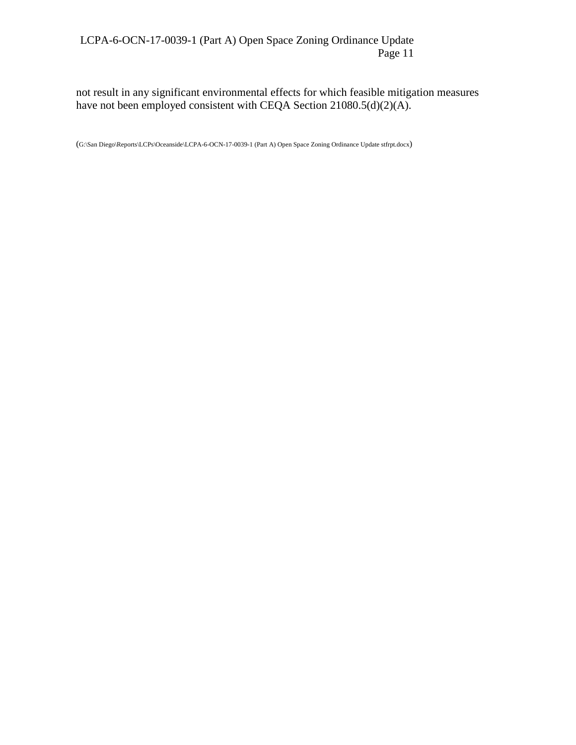not result in any significant environmental effects for which feasible mitigation measures have not been employed consistent with CEQA Section 21080.5(d)(2)(A).

(G:\San Diego\Reports\LCPs\Oceanside\LCPA-6-OCN-17-0039-1 (Part A) Open Space Zoning Ordinance Update stfrpt.docx)